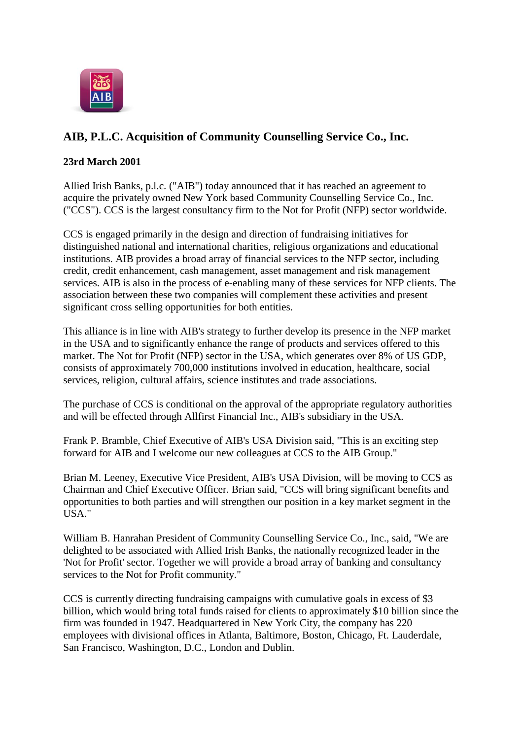## AIB, P.L.C. Acquisition of Community Counselling Service Co., Inc.

**23rd March 2001**

Allied Irish Banks, p.l.c. ("AIB") today announced that it has reached an agreement to acquire the privately owned New York based Community Counselling Service Co., Inc. ("CCS"). CCS is the largest consultancy firm to the Not for Profit (NFP) sector worldwide.

CCS is engaged primarily in the design and direction of fundraising initiatives for distinguished national and international charities, religious organizations and educational institutions. AIB provides a broad array of financial services to the NFP sector, including credit, credit enhancement, cash management, asset management and risk management services. AIB is also in the process of e-enabling many of these services for NFP clients. The association between these two companies will complement these activities and present significant cross selling opportunities for both entities.

This alliance is in line with AIB's strategy to further develop its presence in the NFP market in the USA and to significantly enhance the range of products and services offered to this market. The Not for Profit (NFP) sector in the USA, which generates over 8% of US GDP, consists of approximately 700,000 institutions involved in education, healthcare, social services, religion, cultural affairs, science institutes and trade associations.

The purchase of CCS is conditional on the approval of the appropriate regulatory authorities and will be effected through Allfirst Financial Inc., AIB's subsidiary in the USA.

Frank P. Bramble, Chief Executive of AIB's USA Division said, "This is an exciting step forward for AIB and I welcome our new colleagues at CCS to the AIB Group."

Brian M. Leeney, Executive Vice President, AIB's USA Division, will be moving to CCS as Chairman and Chief Executive Officer. Brian said, "CCS will bring significant benefits and opportunities to both parties and will strengthen our position in a key market segment in the USA."

William B. Hanrahan President of Community Counselling Service Co., Inc., said, "We are delighted to be associated with Allied Irish Banks, the nationally recognized leader in the 'Not for Profit' sector. Together we will provide a broad array of banking and consultancy services to the Not for Profit community."

CCS is currently directing fundraising campaigns with cumulative goals in excess of $3 billion, which would bring total funds raised for clients to approximately $10 billion since the firm was founded in 1947. Headquartered in New York City, the company has 220 employees with divisional offices in Atlanta, Baltimore, Boston, Chicago, Ft. Lauderdale, San Francisco, Washington, D.C., London and Dublin.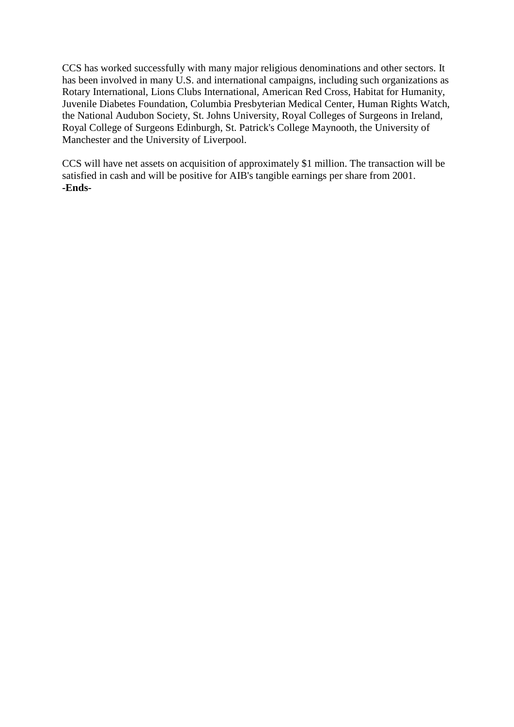CCS has worked successfully with many major religious denominations and other sectors. It has been involved in many U.S. and international campaigns, including such organizations as Rotary International, Lions Clubs International, American Red Cross, Habitat for Humanity, Juvenile Diabetes Foundation, Columbia Presbyterian Medical Center, Human Rights Watch, the National Audubon Society, St. Johns University, Royal Colleges of Surgeons in Ireland, Royal College of Surgeons Edinburgh, St. Patrick's College Maynooth, the University of Manchester and the University of Liverpool.

CCS will have net assets on acquisition of approximately $1 million. The transaction will be satisfied in cash and will be positive for AIB's tangible earnings per share from 2001.
**-Ends-**